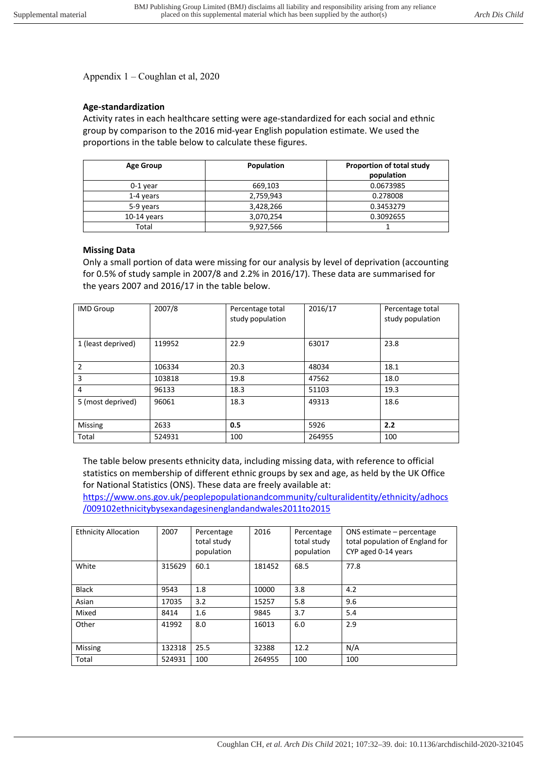Appendix 1 – Coughlan et al, 2020

### Age-standardization

Activity rates in each healthcare setting were age-standardized for each social and ethnic group by comparison to the 2016 mid-year English population estimate. We used the proportions in the table below to calculate these figures.

| Age Group | Population | Proportion of total study population |
|---|---|---|
| 0-1 year | 669,103 | 0.0673985 |
| 1-4 years | 2,759,943 | 0.278008 |
| 5-9 years | 3,428,266 | 0.3453279 |
| 10-14 years | 3,070,254 | 0.3092655 |
| Total | 9,927,566 | 1 |

### Missing Data

Only a small portion of data were missing for our analysis by level of deprivation (accounting for 0.5% of study sample in 2007/8 and 2.2% in 2016/17). These data are summarised for the years 2007 and 2016/17 in the table below.

| IMD Group | 2007/8 | Percentage total study population | 2016/17 | Percentage total study population |
|---|---|---|---|---|
| 1 (least deprived) | 119952 | 22.9 | 63017 | 23.8 |
| 2 | 106334 | 20.3 | 48034 | 18.1 |
| 3 | 103818 | 19.8 | 47562 | 18.0 |
| 4 | 96133 | 18.3 | 51103 | 19.3 |
| 5 (most deprived) | 96061 | 18.3 | 49313 | 18.6 |
| Missing | 2633 | **0.5** | 5926 | **2.2** |
| Total | 524931 | 100 | 264955 | 100 |

The table below presents ethnicity data, including missing data, with reference to official statistics on membership of different ethnic groups by sex and age, as held by the UK Office for National Statistics (ONS). These data are freely available at: https://www.ons.gov.uk/peoplepopulationandcommunity/culturalidentity/ethnicity/adhocs/009102ethnicitybysexandagesinenglandandwales2011to2015

| Ethnicity Allocation | 2007 | Percentage total study population | 2016 | Percentage total study population | ONS estimate – percentage total population of England for CYP aged 0-14 years |
|---|---|---|---|---|---|
| White | 315629 | 60.1 | 181452 | 68.5 | 77.8 |
| Black | 9543 | 1.8 | 10000 | 3.8 | 4.2 |
| Asian | 17035 | 3.2 | 15257 | 5.8 | 9.6 |
| Mixed | 8414 | 1.6 | 9845 | 3.7 | 5.4 |
| Other | 41992 | 8.0 | 16013 | 6.0 | 2.9 |
| Missing | 132318 | 25.5 | 32388 | 12.2 | N/A |
| Total | 524931 | 100 | 264955 | 100 | 100 |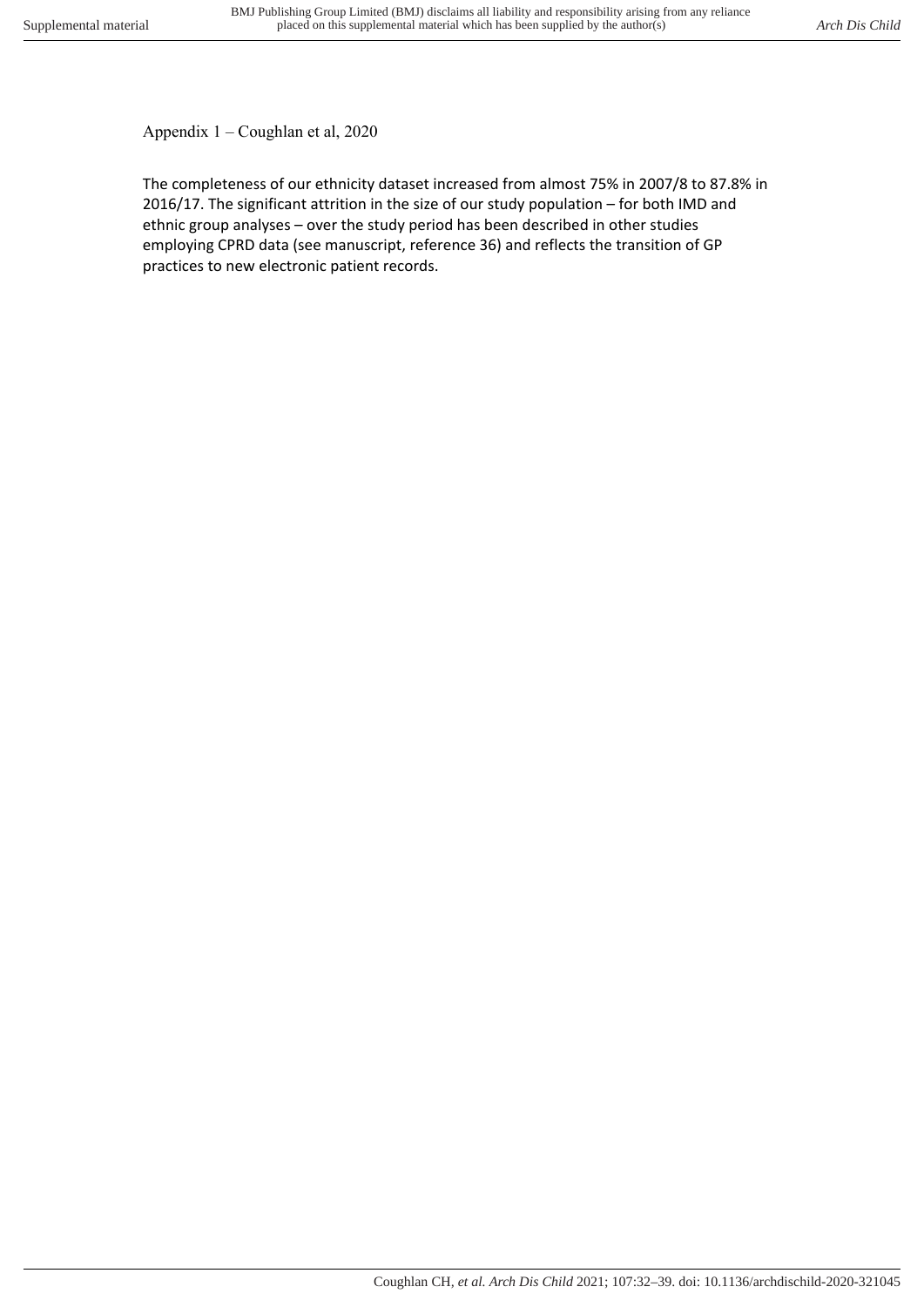Appendix 1 – Coughlan et al, 2020

The completeness of our ethnicity dataset increased from almost 75% in 2007/8 to 87.8% in 2016/17. The significant attrition in the size of our study population – for both IMD and ethnic group analyses – over the study period has been described in other studies employing CPRD data (see manuscript, reference 36) and reflects the transition of GP practices to new electronic patient records.